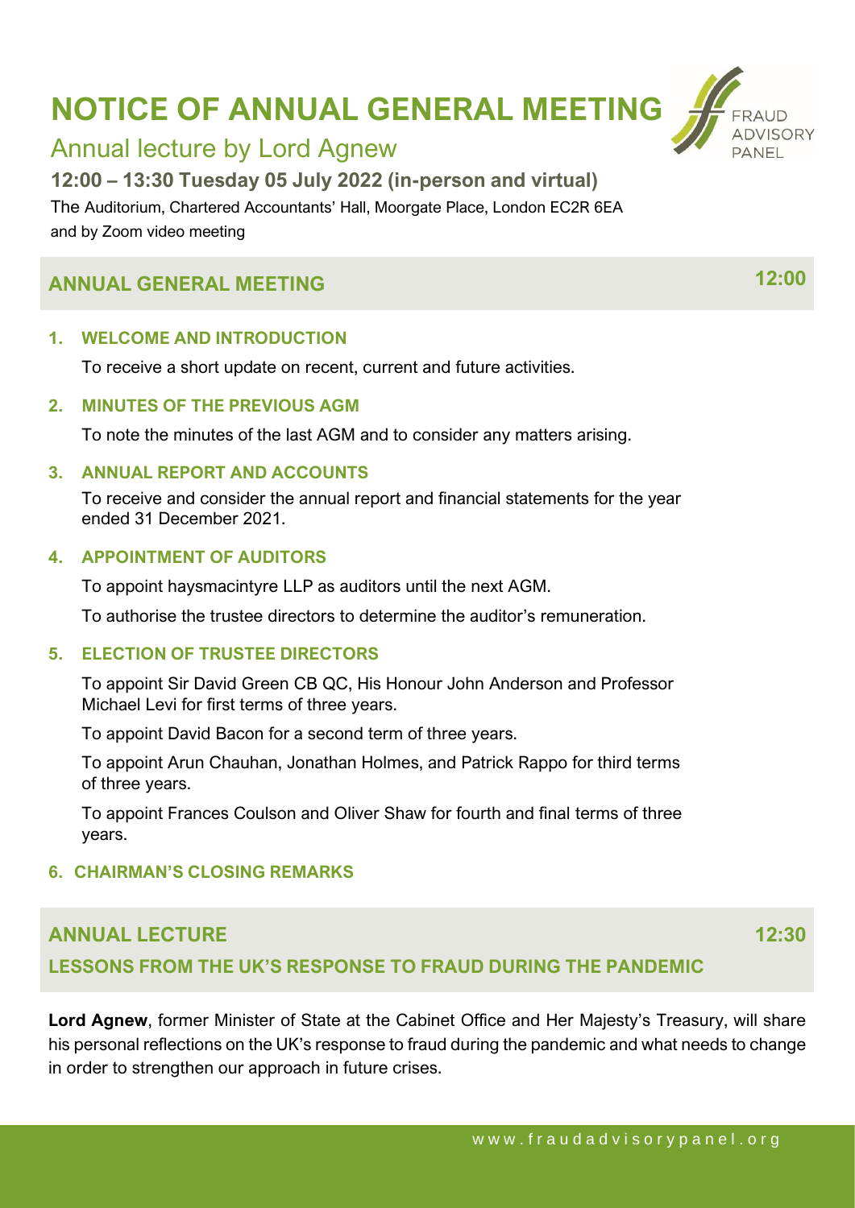# NOTICE OF ANNUAL GENERAL MEETING

## Annual lecture by Lord Agnew

**12:00 – 13:30 Tuesday 05 July 2022 (in-person and virtual)**

The Auditorium, Chartered Accountants' Hall, Moorgate Place, London EC2R 6EA
and by Zoom video meeting

## ANNUAL GENERAL MEETING — 12:00

### 1. WELCOME AND INTRODUCTION

To receive a short update on recent, current and future activities.

### 2. MINUTES OF THE PREVIOUS AGM

To note the minutes of the last AGM and to consider any matters arising.

### 3. ANNUAL REPORT AND ACCOUNTS

To receive and consider the annual report and financial statements for the year ended 31 December 2021.

### 4. APPOINTMENT OF AUDITORS

To appoint haysmacintyre LLP as auditors until the next AGM.

To authorise the trustee directors to determine the auditor's remuneration.

### 5. ELECTION OF TRUSTEE DIRECTORS

To appoint Sir David Green CB QC, His Honour John Anderson and Professor Michael Levi for first terms of three years.

To appoint David Bacon for a second term of three years.

To appoint Arun Chauhan, Jonathan Holmes, and Patrick Rappo for third terms of three years.

To appoint Frances Coulson and Oliver Shaw for fourth and final terms of three years.

### 6. CHAIRMAN'S CLOSING REMARKS

## ANNUAL LECTURE — 12:30

### LESSONS FROM THE UK'S RESPONSE TO FRAUD DURING THE PANDEMIC

**Lord Agnew**, former Minister of State at the Cabinet Office and Her Majesty's Treasury, will share his personal reflections on the UK's response to fraud during the pandemic and what needs to change in order to strengthen our approach in future crises.

www.fraudadvisorypanel.org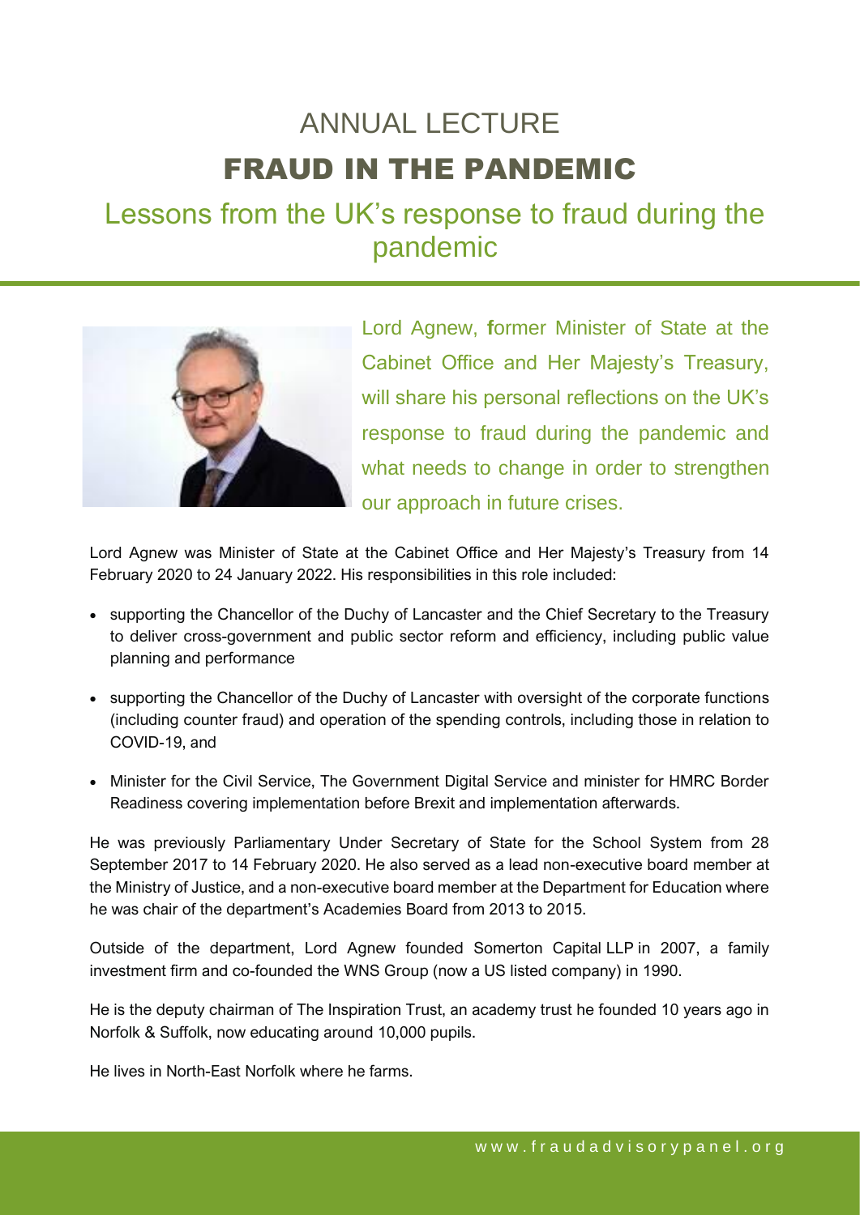# ANNUAL LECTURE

# FRAUD IN THE PANDEMIC

## Lessons from the UK's response to fraud during the pandemic

Lord Agnew, former Minister of State at the Cabinet Office and Her Majesty's Treasury, will share his personal reflections on the UK's response to fraud during the pandemic and what needs to change in order to strengthen our approach in future crises.

Lord Agnew was Minister of State at the Cabinet Office and Her Majesty's Treasury from 14 February 2020 to 24 January 2022. His responsibilities in this role included:

- supporting the Chancellor of the Duchy of Lancaster and the Chief Secretary to the Treasury to deliver cross-government and public sector reform and efficiency, including public value planning and performance
- supporting the Chancellor of the Duchy of Lancaster with oversight of the corporate functions (including counter fraud) and operation of the spending controls, including those in relation to COVID-19, and
- Minister for the Civil Service, The Government Digital Service and minister for HMRC Border Readiness covering implementation before Brexit and implementation afterwards.

He was previously Parliamentary Under Secretary of State for the School System from 28 September 2017 to 14 February 2020. He also served as a lead non-executive board member at the Ministry of Justice, and a non-executive board member at the Department for Education where he was chair of the department's Academies Board from 2013 to 2015.

Outside of the department, Lord Agnew founded Somerton Capital LLP in 2007, a family investment firm and co-founded the WNS Group (now a US listed company) in 1990.

He is the deputy chairman of The Inspiration Trust, an academy trust he founded 10 years ago in Norfolk & Suffolk, now educating around 10,000 pupils.

He lives in North-East Norfolk where he farms.

www.fraudadvisorypanel.org